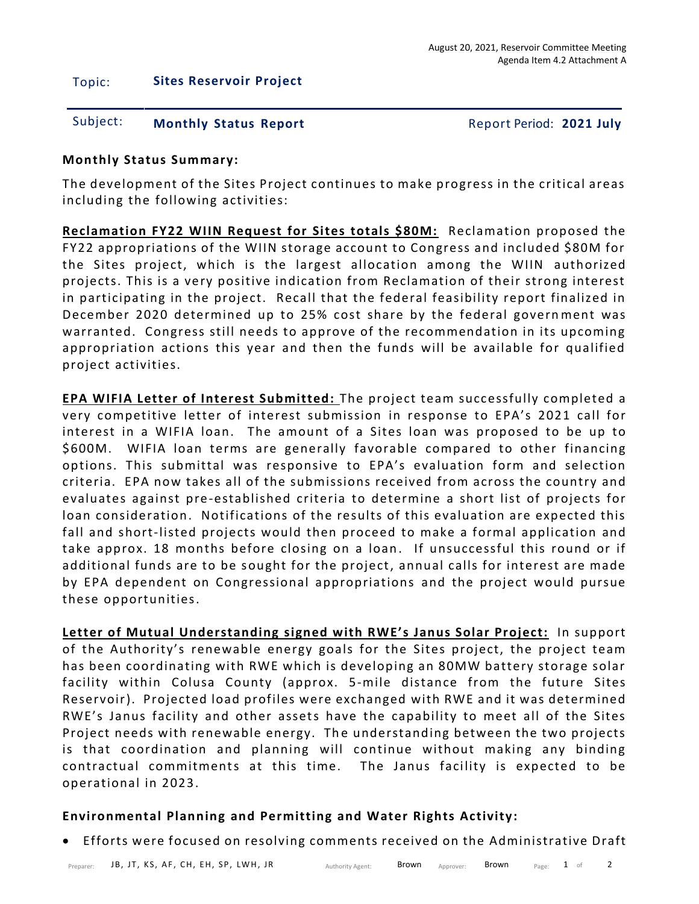August 20, 2021, Reservoir Committee Meeting
Agenda Item 4.2 Attachment A

Topic: **Sites Reservoir Project**

Subject: **Monthly Status Report** Report Period: **2021 July**

**Monthly Status Summary:**

The development of the Sites Project continues to make progress in the critical areas including the following activities:

**Reclamation FY22 WIIN Request for Sites totals $80M:** Reclamation proposed the FY22 appropriations of the WIIN storage account to Congress and included $80M for the Sites project, which is the largest allocation among the WIIN authorized projects. This is a very positive indication from Reclamation of their strong interest in participating in the project. Recall that the federal feasibility report finalized in December 2020 determined up to 25% cost share by the federal government was warranted. Congress still needs to approve of the recommendation in its upcoming appropriation actions this year and then the funds will be available for qualified project activities.

**EPA WIFIA Letter of Interest Submitted:** The project team successfully completed a very competitive letter of interest submission in response to EPA's 2021 call for interest in a WIFIA loan. The amount of a Sites loan was proposed to be up to $600M. WIFIA loan terms are generally favorable compared to other financing options. This submittal was responsive to EPA's evaluation form and selection criteria. EPA now takes all of the submissions received from across the country and evaluates against pre-established criteria to determine a short list of projects for loan consideration. Notifications of the results of this evaluation are expected this fall and short-listed projects would then proceed to make a formal application and take approx. 18 months before closing on a loan. If unsuccessful this round or if additional funds are to be sought for the project, annual calls for interest are made by EPA dependent on Congressional appropriations and the project would pursue these opportunities.

**Letter of Mutual Understanding signed with RWE's Janus Solar Project:** In support of the Authority's renewable energy goals for the Sites project, the project team has been coordinating with RWE which is developing an 80MW battery storage solar facility within Colusa County (approx. 5-mile distance from the future Sites Reservoir). Projected load profiles were exchanged with RWE and it was determined RWE's Janus facility and other assets have the capability to meet all of the Sites Project needs with renewable energy. The understanding between the two projects is that coordination and planning will continue without making any binding contractual commitments at this time. The Janus facility is expected to be operational in 2023.

**Environmental Planning and Permitting and Water Rights Activity:**

- Efforts were focused on resolving comments received on the Administrative Draft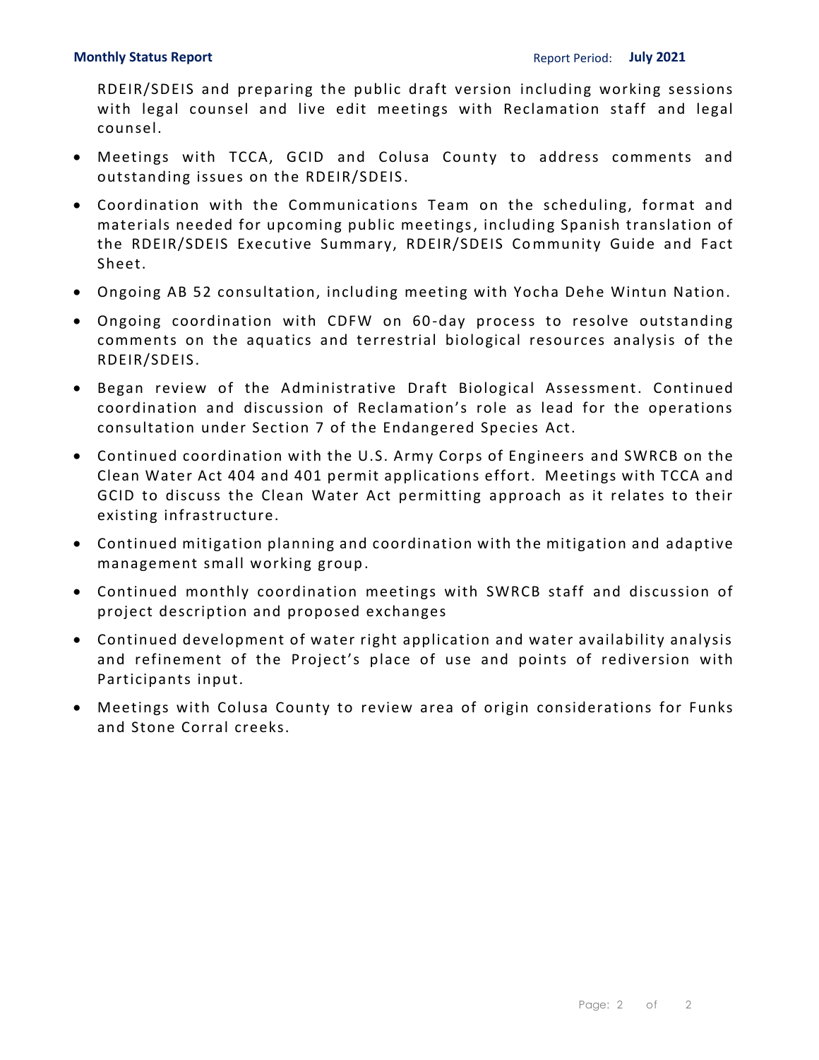RDEIR/SDEIS and preparing the public draft version including working sessions with legal counsel and live edit meetings with Reclamation staff and legal counsel.

- Meetings with TCCA, GCID and Colusa County to address comments and outstanding issues on the RDEIR/SDEIS.
- Coordination with the Communications Team on the scheduling, format and materials needed for upcoming public meetings, including Spanish translation of the RDEIR/SDEIS Executive Summary, RDEIR/SDEIS Community Guide and Fact Sheet.
- Ongoing AB 52 consultation, including meeting with Yocha Dehe Wintun Nation.
- Ongoing coordination with CDFW on 60-day process to resolve outstanding comments on the aquatics and terrestrial biological resources analysis of the RDEIR/SDEIS.
- Began review of the Administrative Draft Biological Assessment. Continued coordination and discussion of Reclamation's role as lead for the operations consultation under Section 7 of the Endangered Species Act.
- Continued coordination with the U.S. Army Corps of Engineers and SWRCB on the Clean Water Act 404 and 401 permit applications effort. Meetings with TCCA and GCID to discuss the Clean Water Act permitting approach as it relates to their existing infrastructure.
- Continued mitigation planning and coordination with the mitigation and adaptive management small working group.
- Continued monthly coordination meetings with SWRCB staff and discussion of project description and proposed exchanges
- Continued development of water right application and water availability analysis and refinement of the Project's place of use and points of rediversion with Participants input.
- Meetings with Colusa County to review area of origin considerations for Funks and Stone Corral creeks.